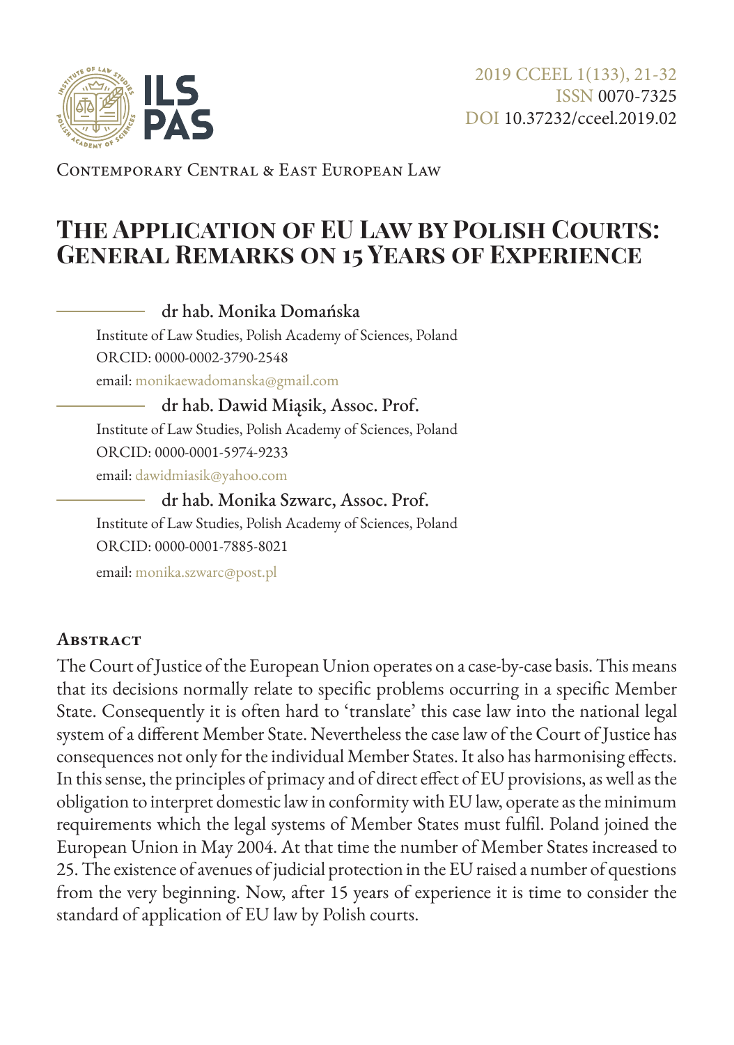2019 CCEEL 1(133), 21-32
ISSN 0070-7325
DOI 10.37232/cceel.2019.02

Contemporary Central & East European Law

# The Application of EU Law by Polish Courts: General Remarks on 15 Years of Experience

**dr hab. Monika Domańska**
Institute of Law Studies, Polish Academy of Sciences, Poland
ORCID: 0000-0002-3790-2548
email: monikaewadomanska@gmail.com

**dr hab. Dawid Miąsik, Assoc. Prof.**
Institute of Law Studies, Polish Academy of Sciences, Poland
ORCID: 0000-0001-5974-9233
email: dawidmiasik@yahoo.com

**dr hab. Monika Szwarc, Assoc. Prof.**
Institute of Law Studies, Polish Academy of Sciences, Poland
ORCID: 0000-0001-7885-8021
email: monika.szwarc@post.pl

## Abstract

The Court of Justice of the European Union operates on a case-by-case basis. This means that its decisions normally relate to specific problems occurring in a specific Member State. Consequently it is often hard to 'translate' this case law into the national legal system of a different Member State. Nevertheless the case law of the Court of Justice has consequences not only for the individual Member States. It also has harmonising effects. In this sense, the principles of primacy and of direct effect of EU provisions, as well as the obligation to interpret domestic law in conformity with EU law, operate as the minimum requirements which the legal systems of Member States must fulfil. Poland joined the European Union in May 2004. At that time the number of Member States increased to 25. The existence of avenues of judicial protection in the EU raised a number of questions from the very beginning. Now, after 15 years of experience it is time to consider the standard of application of EU law by Polish courts.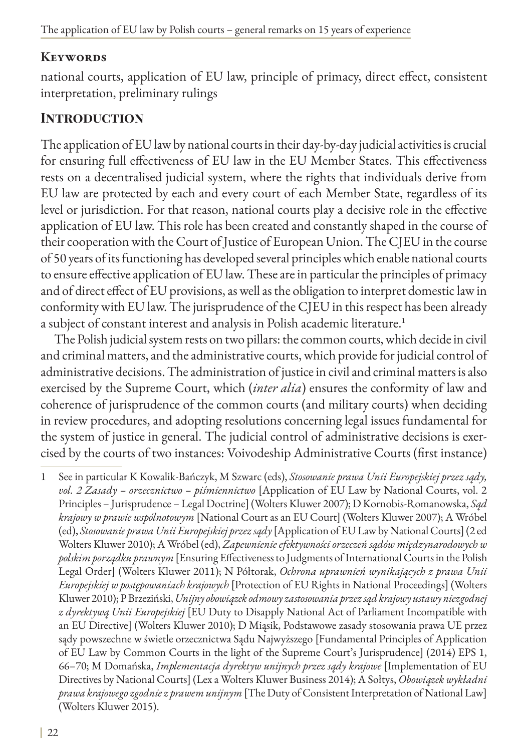## Keywords

national courts, application of EU law, principle of primacy, direct effect, consistent interpretation, preliminary rulings

## Introduction

The application of EU law by national courts in their day-by-day judicial activities is crucial for ensuring full effectiveness of EU law in the EU Member States. This effectiveness rests on a decentralised judicial system, where the rights that individuals derive from EU law are protected by each and every court of each Member State, regardless of its level or jurisdiction. For that reason, national courts play a decisive role in the effective application of EU law. This role has been created and constantly shaped in the course of their cooperation with the Court of Justice of European Union. The CJEU in the course of 50 years of its functioning has developed several principles which enable national courts to ensure effective application of EU law. These are in particular the principles of primacy and of direct effect of EU provisions, as well as the obligation to interpret domestic law in conformity with EU law. The jurisprudence of the CJEU in this respect has been already a subject of constant interest and analysis in Polish academic literature.[1]

The Polish judicial system rests on two pillars: the common courts, which decide in civil and criminal matters, and the administrative courts, which provide for judicial control of administrative decisions. The administration of justice in civil and criminal matters is also exercised by the Supreme Court, which (*inter alia*) ensures the conformity of law and coherence of jurisprudence of the common courts (and military courts) when deciding in review procedures, and adopting resolutions concerning legal issues fundamental for the system of justice in general. The judicial control of administrative decisions is exercised by the courts of two instances: Voivodeship Administrative Courts (first instance)

---

1 See in particular K Kowalik-Bańczyk, M Szwarc (eds), *Stosowanie prawa Unii Europejskiej przez sądy, vol. 2 Zasady – orzecznictwo – piśmiennictwo* [Application of EU Law by National Courts, vol. 2 Principles – Jurisprudence – Legal Doctrine] (Wolters Kluwer 2007); D Kornobis-Romanowska, *Sąd krajowy w prawie wspólnotowym* [National Court as an EU Court] (Wolters Kluwer 2007); A Wróbel (ed), *Stosowanie prawa Unii Europejskiej przez sądy* [Application of EU Law by National Courts] (2 ed Wolters Kluwer 2010); A Wróbel (ed), *Zapewnienie efektywności orzeczeń sądów międzynarodowych w polskim porządku prawnym* [Ensuring Effectiveness to Judgments of International Courts in the Polish Legal Order] (Wolters Kluwer 2011); N Półtorak, *Ochrona uprawnień wynikających z prawa Unii Europejskiej w postępowaniach krajowych* [Protection of EU Rights in National Proceedings] (Wolters Kluwer 2010); P Brzeziński, *Unijny obowiązek odmowy zastosowania przez sąd krajowy ustawy niezgodnej z dyrektywą Unii Europejskiej* [EU Duty to Disapply National Act of Parliament Incompatible with an EU Directive] (Wolters Kluwer 2010); D Miąsik, Podstawowe zasady stosowania prawa UE przez sądy powszechne w świetle orzecznictwa Sądu Najwyższego [Fundamental Principles of Application of EU Law by Common Courts in the light of the Supreme Court's Jurisprudence] (2014) EPS 1, 66–70; M Domańska, *Implementacja dyrektyw unijnych przez sądy krajowe* [Implementation of EU Directives by National Courts] (Lex a Wolters Kluwer Business 2014); A Sołtys, *Obowiązek wykładni prawa krajowego zgodnie z prawem unijnym* [The Duty of Consistent Interpretation of National Law] (Wolters Kluwer 2015).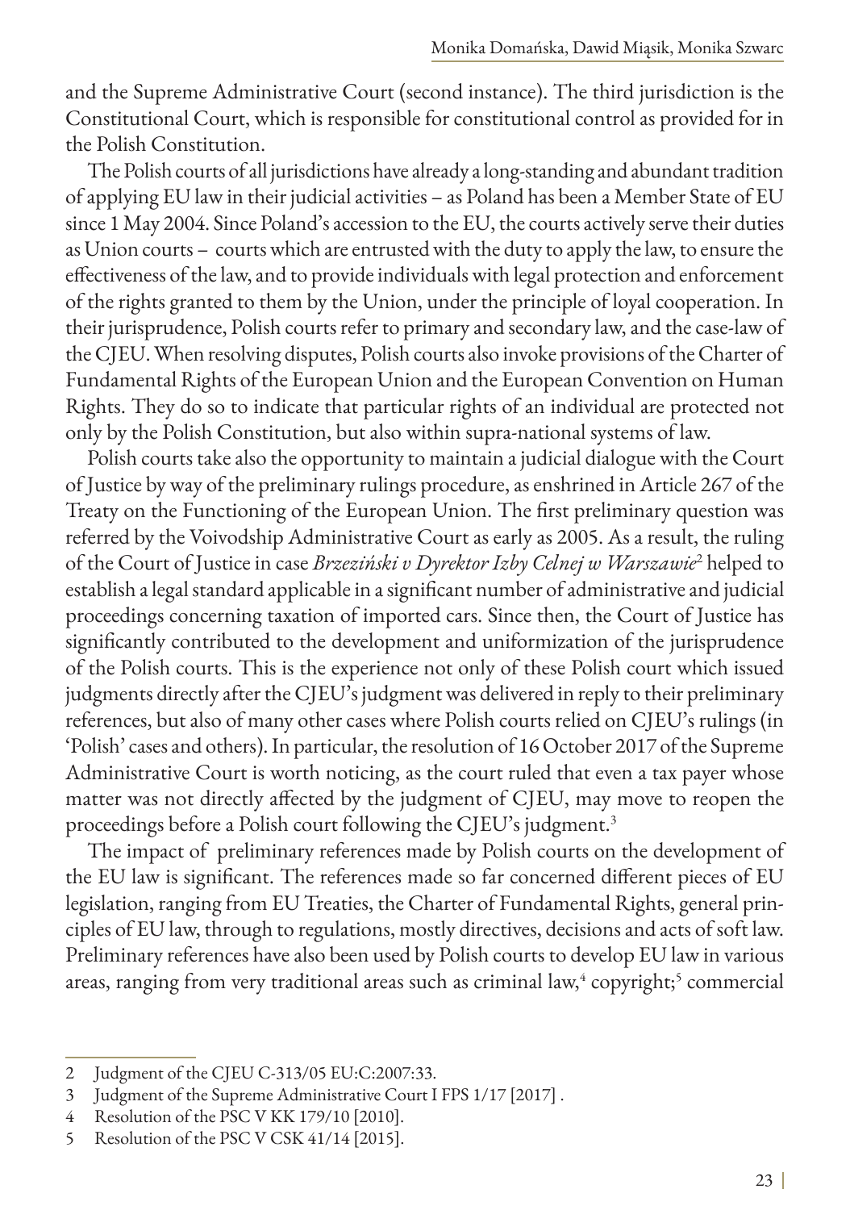and the Supreme Administrative Court (second instance). The third jurisdiction is the Constitutional Court, which is responsible for constitutional control as provided for in the Polish Constitution.

The Polish courts of all jurisdictions have already a long-standing and abundant tradition of applying EU law in their judicial activities – as Poland has been a Member State of EU since 1 May 2004. Since Poland's accession to the EU, the courts actively serve their duties as Union courts – courts which are entrusted with the duty to apply the law, to ensure the effectiveness of the law, and to provide individuals with legal protection and enforcement of the rights granted to them by the Union, under the principle of loyal cooperation. In their jurisprudence, Polish courts refer to primary and secondary law, and the case-law of the CJEU. When resolving disputes, Polish courts also invoke provisions of the Charter of Fundamental Rights of the European Union and the European Convention on Human Rights. They do so to indicate that particular rights of an individual are protected not only by the Polish Constitution, but also within supra-national systems of law.

Polish courts take also the opportunity to maintain a judicial dialogue with the Court of Justice by way of the preliminary rulings procedure, as enshrined in Article 267 of the Treaty on the Functioning of the European Union. The first preliminary question was referred by the Voivodship Administrative Court as early as 2005. As a result, the ruling of the Court of Justice in case *Brzeziński v Dyrektor Izby Celnej w Warszawie*[2] helped to establish a legal standard applicable in a significant number of administrative and judicial proceedings concerning taxation of imported cars. Since then, the Court of Justice has significantly contributed to the development and uniformization of the jurisprudence of the Polish courts. This is the experience not only of these Polish court which issued judgments directly after the CJEU's judgment was delivered in reply to their preliminary references, but also of many other cases where Polish courts relied on CJEU's rulings (in 'Polish' cases and others). In particular, the resolution of 16 October 2017 of the Supreme Administrative Court is worth noticing, as the court ruled that even a tax payer whose matter was not directly affected by the judgment of CJEU, may move to reopen the proceedings before a Polish court following the CJEU's judgment.[3]

The impact of preliminary references made by Polish courts on the development of the EU law is significant. The references made so far concerned different pieces of EU legislation, ranging from EU Treaties, the Charter of Fundamental Rights, general principles of EU law, through to regulations, mostly directives, decisions and acts of soft law. Preliminary references have also been used by Polish courts to develop EU law in various areas, ranging from very traditional areas such as criminal law,[4] copyright;[5] commercial

---

2 Judgment of the CJEU C-313/05 EU:C:2007:33.

3 Judgment of the Supreme Administrative Court I FPS 1/17 [2017] .

4 Resolution of the PSC V KK 179/10 [2010].

5 Resolution of the PSC V CSK 41/14 [2015].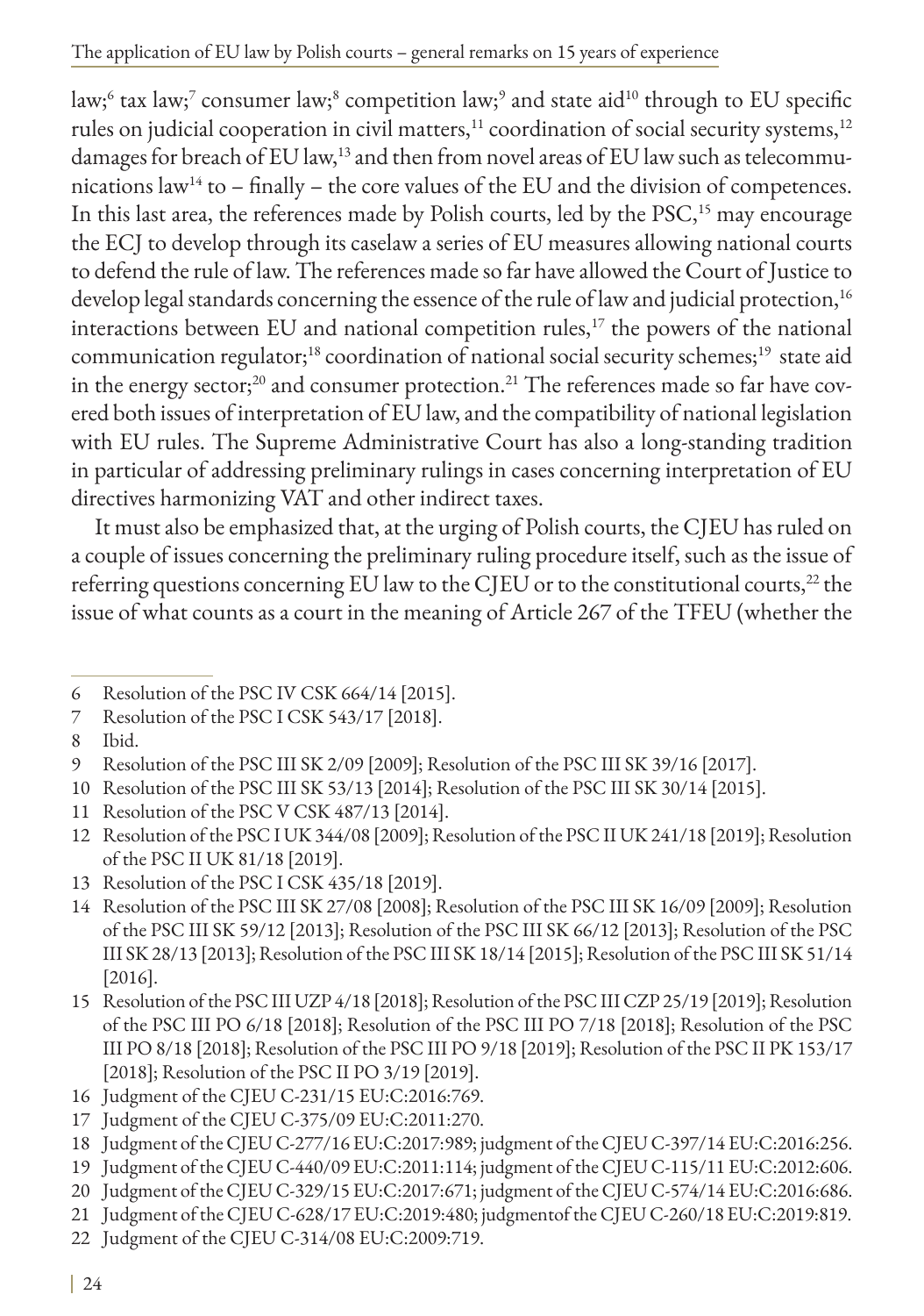law;[6] tax law;[7] consumer law;[8] competition law;[9] and state aid[10] through to EU specific rules on judicial cooperation in civil matters,[11] coordination of social security systems,[12] damages for breach of EU law,[13] and then from novel areas of EU law such as telecommunications law[14] to – finally – the core values of the EU and the division of competences. In this last area, the references made by Polish courts, led by the PSC,[15] may encourage the ECJ to develop through its caselaw a series of EU measures allowing national courts to defend the rule of law. The references made so far have allowed the Court of Justice to develop legal standards concerning the essence of the rule of law and judicial protection,[16] interactions between EU and national competition rules,[17] the powers of the national communication regulator;[18] coordination of national social security schemes;[19] state aid in the energy sector;[20] and consumer protection.[21] The references made so far have covered both issues of interpretation of EU law, and the compatibility of national legislation with EU rules. The Supreme Administrative Court has also a long-standing tradition in particular of addressing preliminary rulings in cases concerning interpretation of EU directives harmonizing VAT and other indirect taxes.

It must also be emphasized that, at the urging of Polish courts, the CJEU has ruled on a couple of issues concerning the preliminary ruling procedure itself, such as the issue of referring questions concerning EU law to the CJEU or to the constitutional courts,[22] the issue of what counts as a court in the meaning of Article 267 of the TFEU (whether the

---

6 Resolution of the PSC IV CSK 664/14 [2015].

7 Resolution of the PSC I CSK 543/17 [2018].

8 Ibid.

9 Resolution of the PSC III SK 2/09 [2009]; Resolution of the PSC III SK 39/16 [2017].

10 Resolution of the PSC III SK 53/13 [2014]; Resolution of the PSC III SK 30/14 [2015].

11 Resolution of the PSC V CSK 487/13 [2014].

12 Resolution of the PSC I UK 344/08 [2009]; Resolution of the PSC II UK 241/18 [2019]; Resolution of the PSC II UK 81/18 [2019].

13 Resolution of the PSC I CSK 435/18 [2019].

14 Resolution of the PSC III SK 27/08 [2008]; Resolution of the PSC III SK 16/09 [2009]; Resolution of the PSC III SK 59/12 [2013]; Resolution of the PSC III SK 66/12 [2013]; Resolution of the PSC III SK 28/13 [2013]; Resolution of the PSC III SK 18/14 [2015]; Resolution of the PSC III SK 51/14 [2016].

15 Resolution of the PSC III UZP 4/18 [2018]; Resolution of the PSC III CZP 25/19 [2019]; Resolution of the PSC III PO 6/18 [2018]; Resolution of the PSC III PO 7/18 [2018]; Resolution of the PSC III PO 8/18 [2018]; Resolution of the PSC III PO 9/18 [2019]; Resolution of the PSC II PK 153/17 [2018]; Resolution of the PSC II PO 3/19 [2019].

16 Judgment of the CJEU C-231/15 EU:C:2016:769.

17 Judgment of the CJEU C-375/09 EU:C:2011:270.

18 Judgment of the CJEU C-277/16 EU:C:2017:989; judgment of the CJEU C-397/14 EU:C:2016:256.

19 Judgment of the CJEU C-440/09 EU:C:2011:114; judgment of the CJEU C-115/11 EU:C:2012:606.

20 Judgment of the CJEU C-329/15 EU:C:2017:671; judgment of the CJEU C-574/14 EU:C:2016:686.

21 Judgment of the CJEU C-628/17 EU:C:2019:480; judgmentof the CJEU C-260/18 EU:C:2019:819.

22 Judgment of the CJEU C-314/08 EU:C:2009:719.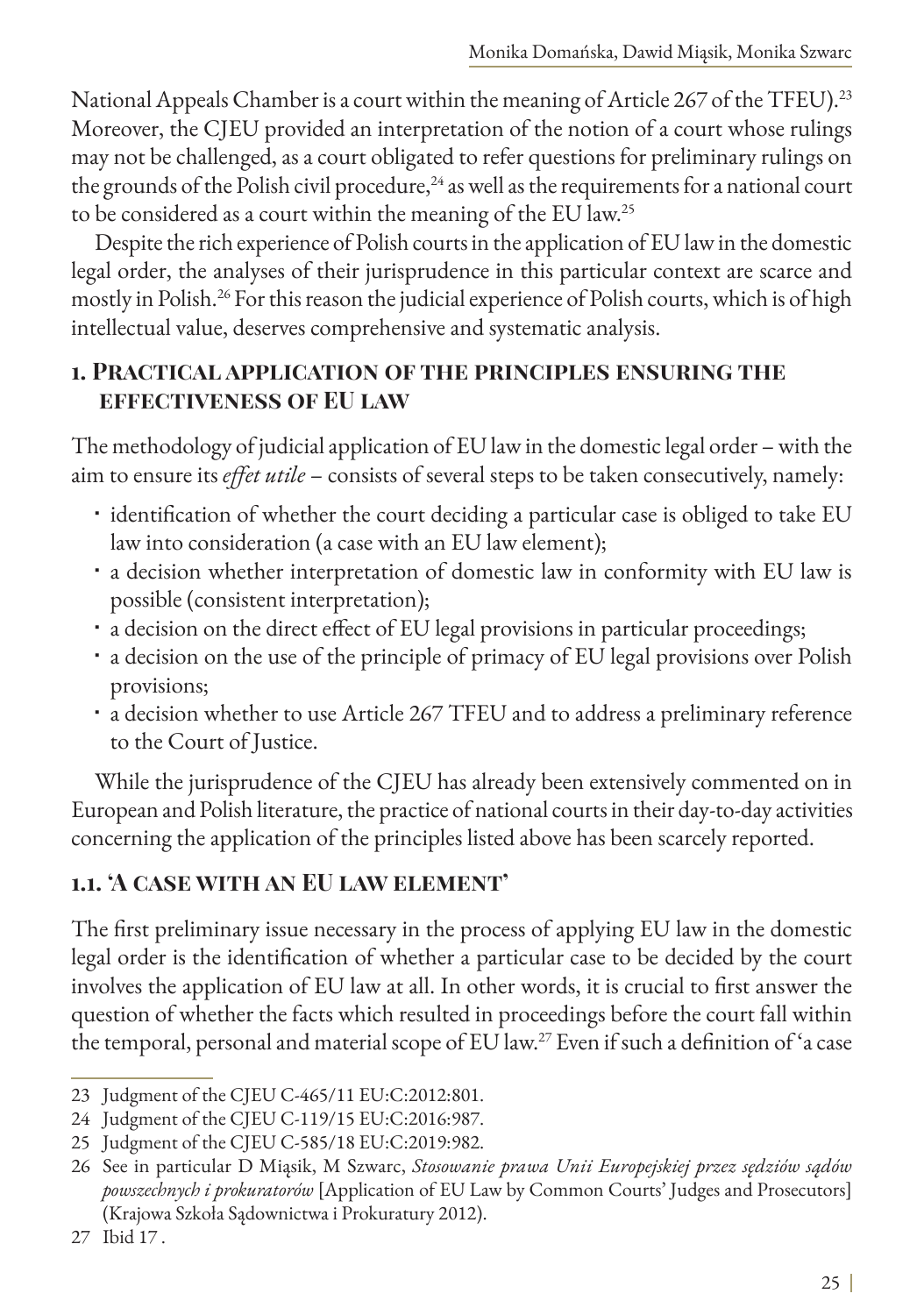National Appeals Chamber is a court within the meaning of Article 267 of the TFEU).[23] Moreover, the CJEU provided an interpretation of the notion of a court whose rulings may not be challenged, as a court obligated to refer questions for preliminary rulings on the grounds of the Polish civil procedure,[24] as well as the requirements for a national court to be considered as a court within the meaning of the EU law.[25]

Despite the rich experience of Polish courts in the application of EU law in the domestic legal order, the analyses of their jurisprudence in this particular context are scarce and mostly in Polish.[26] For this reason the judicial experience of Polish courts, which is of high intellectual value, deserves comprehensive and systematic analysis.

## 1. Practical application of the principles ensuring the effectiveness of EU law

The methodology of judicial application of EU law in the domestic legal order – with the aim to ensure its *effet utile* – consists of several steps to be taken consecutively, namely:

- identification of whether the court deciding a particular case is obliged to take EU law into consideration (a case with an EU law element);
- a decision whether interpretation of domestic law in conformity with EU law is possible (consistent interpretation);
- a decision on the direct effect of EU legal provisions in particular proceedings;
- a decision on the use of the principle of primacy of EU legal provisions over Polish provisions;
- a decision whether to use Article 267 TFEU and to address a preliminary reference to the Court of Justice.

While the jurisprudence of the CJEU has already been extensively commented on in European and Polish literature, the practice of national courts in their day-to-day activities concerning the application of the principles listed above has been scarcely reported.

### 1.1. 'A case with an EU law element'

The first preliminary issue necessary in the process of applying EU law in the domestic legal order is the identification of whether a particular case to be decided by the court involves the application of EU law at all. In other words, it is crucial to first answer the question of whether the facts which resulted in proceedings before the court fall within the temporal, personal and material scope of EU law.[27] Even if such a definition of 'a case

---

23 Judgment of the CJEU C-465/11 EU:C:2012:801.

24 Judgment of the CJEU C-119/15 EU:C:2016:987.

25 Judgment of the CJEU C-585/18 EU:C:2019:982.

26 See in particular D Miąsik, M Szwarc, *Stosowanie prawa Unii Europejskiej przez sędziów sądów powszechnych i prokuratorów* [Application of EU Law by Common Courts' Judges and Prosecutors] (Krajowa Szkoła Sądownictwa i Prokuratury 2012).

27 Ibid 17 .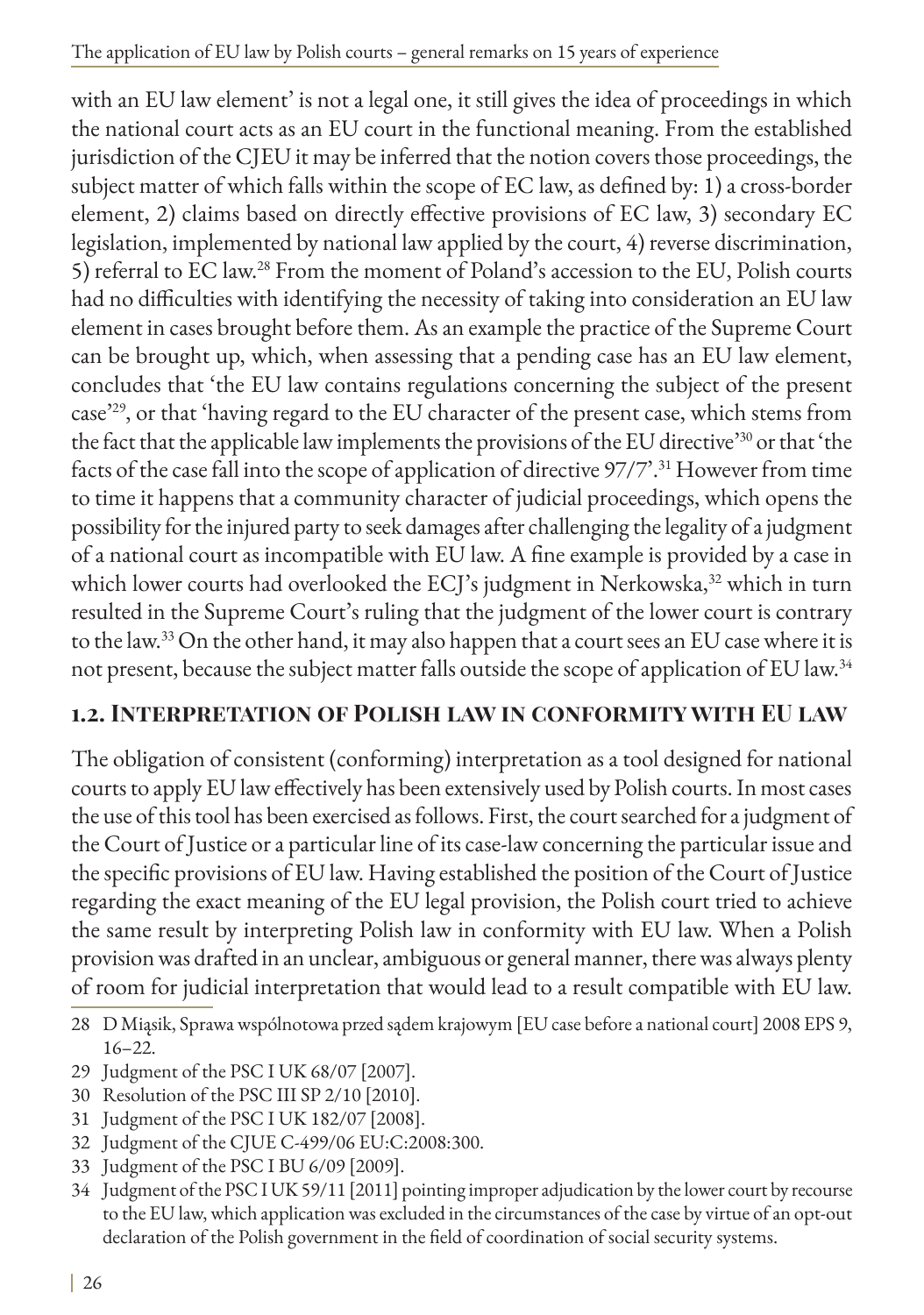with an EU law element' is not a legal one, it still gives the idea of proceedings in which the national court acts as an EU court in the functional meaning. From the established jurisdiction of the CJEU it may be inferred that the notion covers those proceedings, the subject matter of which falls within the scope of EC law, as defined by: 1) a cross-border element, 2) claims based on directly effective provisions of EC law, 3) secondary EC legislation, implemented by national law applied by the court, 4) reverse discrimination, 5) referral to EC law.[28] From the moment of Poland's accession to the EU, Polish courts had no difficulties with identifying the necessity of taking into consideration an EU law element in cases brought before them. As an example the practice of the Supreme Court can be brought up, which, when assessing that a pending case has an EU law element, concludes that 'the EU law contains regulations concerning the subject of the present case'[29], or that 'having regard to the EU character of the present case, which stems from the fact that the applicable law implements the provisions of the EU directive'[30] or that 'the facts of the case fall into the scope of application of directive 97/7'.[31] However from time to time it happens that a community character of judicial proceedings, which opens the possibility for the injured party to seek damages after challenging the legality of a judgment of a national court as incompatible with EU law. A fine example is provided by a case in which lower courts had overlooked the ECJ's judgment in Nerkowska,[32] which in turn resulted in the Supreme Court's ruling that the judgment of the lower court is contrary to the law.[33] On the other hand, it may also happen that a court sees an EU case where it is not present, because the subject matter falls outside the scope of application of EU law.[34]

## 1.2. Interpretation of Polish law in conformity with EU law

The obligation of consistent (conforming) interpretation as a tool designed for national courts to apply EU law effectively has been extensively used by Polish courts. In most cases the use of this tool has been exercised as follows. First, the court searched for a judgment of the Court of Justice or a particular line of its case-law concerning the particular issue and the specific provisions of EU law. Having established the position of the Court of Justice regarding the exact meaning of the EU legal provision, the Polish court tried to achieve the same result by interpreting Polish law in conformity with EU law. When a Polish provision was drafted in an unclear, ambiguous or general manner, there was always plenty of room for judicial interpretation that would lead to a result compatible with EU law.

28 D Miąsik, Sprawa wspólnotowa przed sądem krajowym [EU case before a national court] 2008 EPS 9, 16–22.

29 Judgment of the PSC I UK 68/07 [2007].

30 Resolution of the PSC III SP 2/10 [2010].

31 Judgment of the PSC I UK 182/07 [2008].

32 Judgment of the CJUE C-499/06 EU:C:2008:300.

33 Judgment of the PSC I BU 6/09 [2009].

34 Judgment of the PSC I UK 59/11 [2011] pointing improper adjudication by the lower court by recourse to the EU law, which application was excluded in the circumstances of the case by virtue of an opt-out declaration of the Polish government in the field of coordination of social security systems.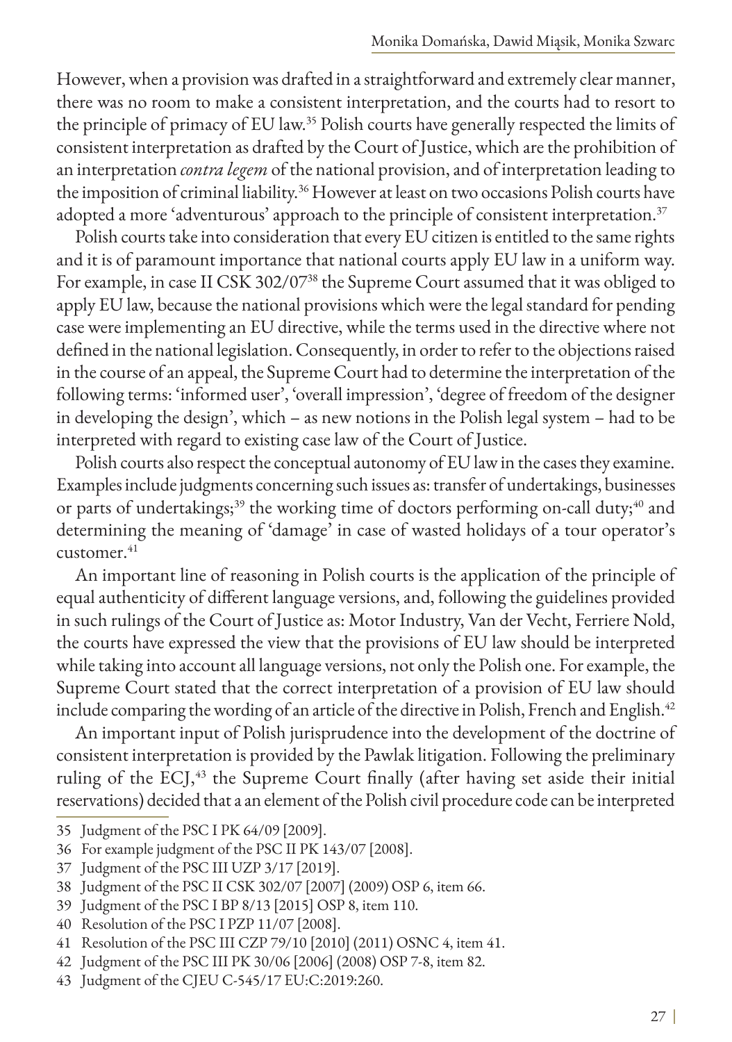However, when a provision was drafted in a straightforward and extremely clear manner, there was no room to make a consistent interpretation, and the courts had to resort to the principle of primacy of EU law.[35] Polish courts have generally respected the limits of consistent interpretation as drafted by the Court of Justice, which are the prohibition of an interpretation *contra legem* of the national provision, and of interpretation leading to the imposition of criminal liability.[36] However at least on two occasions Polish courts have adopted a more 'adventurous' approach to the principle of consistent interpretation.[37]

Polish courts take into consideration that every EU citizen is entitled to the same rights and it is of paramount importance that national courts apply EU law in a uniform way. For example, in case II CSK 302/07[38] the Supreme Court assumed that it was obliged to apply EU law, because the national provisions which were the legal standard for pending case were implementing an EU directive, while the terms used in the directive where not defined in the national legislation. Consequently, in order to refer to the objections raised in the course of an appeal, the Supreme Court had to determine the interpretation of the following terms: 'informed user', 'overall impression', 'degree of freedom of the designer in developing the design', which – as new notions in the Polish legal system – had to be interpreted with regard to existing case law of the Court of Justice.

Polish courts also respect the conceptual autonomy of EU law in the cases they examine. Examples include judgments concerning such issues as: transfer of undertakings, businesses or parts of undertakings;[39] the working time of doctors performing on-call duty;[40] and determining the meaning of 'damage' in case of wasted holidays of a tour operator's customer.[41]

An important line of reasoning in Polish courts is the application of the principle of equal authenticity of different language versions, and, following the guidelines provided in such rulings of the Court of Justice as: Motor Industry, Van der Vecht, Ferriere Nold, the courts have expressed the view that the provisions of EU law should be interpreted while taking into account all language versions, not only the Polish one. For example, the Supreme Court stated that the correct interpretation of a provision of EU law should include comparing the wording of an article of the directive in Polish, French and English.[42]

An important input of Polish jurisprudence into the development of the doctrine of consistent interpretation is provided by the Pawlak litigation. Following the preliminary ruling of the ECJ,[43] the Supreme Court finally (after having set aside their initial reservations) decided that a an element of the Polish civil procedure code can be interpreted

---

35 Judgment of the PSC I PK 64/09 [2009].

36 For example judgment of the PSC II PK 143/07 [2008].

37 Judgment of the PSC III UZP 3/17 [2019].

38 Judgment of the PSC II CSK 302/07 [2007] (2009) OSP 6, item 66.

39 Judgment of the PSC I BP 8/13 [2015] OSP 8, item 110.

40 Resolution of the PSC I PZP 11/07 [2008].

41 Resolution of the PSC III CZP 79/10 [2010] (2011) OSNC 4, item 41.

42 Judgment of the PSC III PK 30/06 [2006] (2008) OSP 7-8, item 82.

43 Judgment of the CJEU C-545/17 EU:C:2019:260.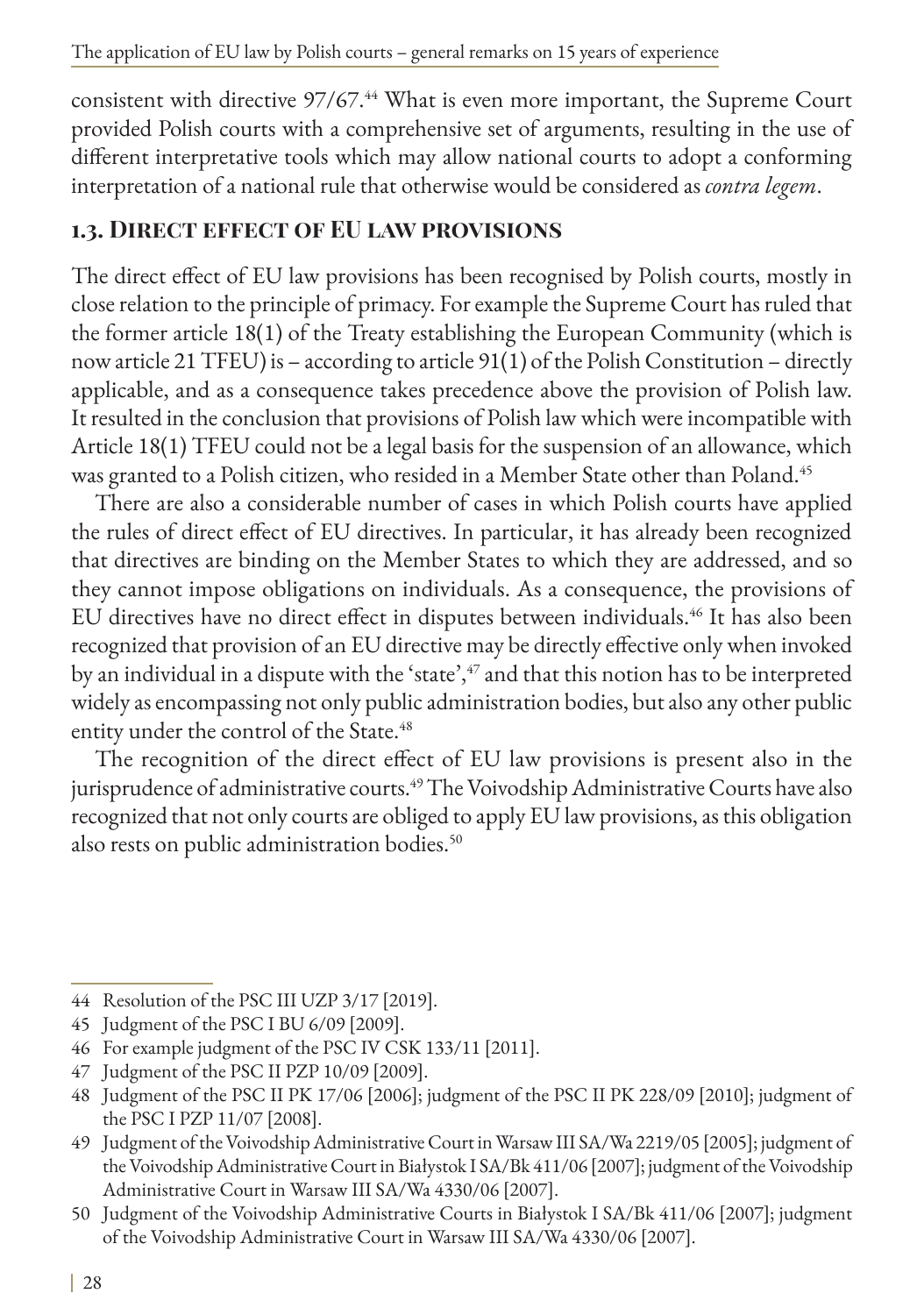consistent with directive 97/67.[44] What is even more important, the Supreme Court provided Polish courts with a comprehensive set of arguments, resulting in the use of different interpretative tools which may allow national courts to adopt a conforming interpretation of a national rule that otherwise would be considered as *contra legem*.

### 1.3. Direct effect of EU law provisions

The direct effect of EU law provisions has been recognised by Polish courts, mostly in close relation to the principle of primacy. For example the Supreme Court has ruled that the former article 18(1) of the Treaty establishing the European Community (which is now article 21 TFEU) is – according to article 91(1) of the Polish Constitution – directly applicable, and as a consequence takes precedence above the provision of Polish law. It resulted in the conclusion that provisions of Polish law which were incompatible with Article 18(1) TFEU could not be a legal basis for the suspension of an allowance, which was granted to a Polish citizen, who resided in a Member State other than Poland.[45]

There are also a considerable number of cases in which Polish courts have applied the rules of direct effect of EU directives. In particular, it has already been recognized that directives are binding on the Member States to which they are addressed, and so they cannot impose obligations on individuals. As a consequence, the provisions of EU directives have no direct effect in disputes between individuals.[46] It has also been recognized that provision of an EU directive may be directly effective only when invoked by an individual in a dispute with the 'state',[47] and that this notion has to be interpreted widely as encompassing not only public administration bodies, but also any other public entity under the control of the State.[48]

The recognition of the direct effect of EU law provisions is present also in the jurisprudence of administrative courts.[49] The Voivodship Administrative Courts have also recognized that not only courts are obliged to apply EU law provisions, as this obligation also rests on public administration bodies.[50]

---

44 Resolution of the PSC III UZP 3/17 [2019].

45 Judgment of the PSC I BU 6/09 [2009].

46 For example judgment of the PSC IV CSK 133/11 [2011].

47 Judgment of the PSC II PZP 10/09 [2009].

48 Judgment of the PSC II PK 17/06 [2006]; judgment of the PSC II PK 228/09 [2010]; judgment of the PSC I PZP 11/07 [2008].

49 Judgment of the Voivodship Administrative Court in Warsaw III SA/Wa 2219/05 [2005]; judgment of the Voivodship Administrative Court in Białystok I SA/Bk 411/06 [2007]; judgment of the Voivodship Administrative Court in Warsaw III SA/Wa 4330/06 [2007].

50 Judgment of the Voivodship Administrative Courts in Białystok I SA/Bk 411/06 [2007]; judgment of the Voivodship Administrative Court in Warsaw III SA/Wa 4330/06 [2007].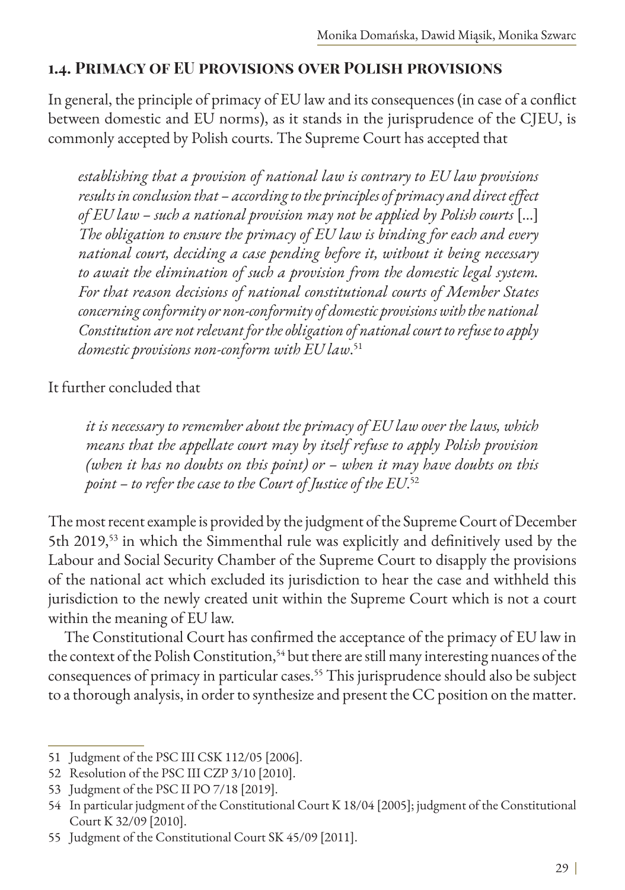### 1.4. Primacy of EU provisions over Polish provisions

In general, the principle of primacy of EU law and its consequences (in case of a conflict between domestic and EU norms), as it stands in the jurisprudence of the CJEU, is commonly accepted by Polish courts. The Supreme Court has accepted that

> *establishing that a provision of national law is contrary to EU law provisions results in conclusion that – according to the principles of primacy and direct effect of EU law – such a national provision may not be applied by Polish courts* [...] *The obligation to ensure the primacy of EU law is binding for each and every national court, deciding a case pending before it, without it being necessary to await the elimination of such a provision from the domestic legal system. For that reason decisions of national constitutional courts of Member States concerning conformity or non-conformity of domestic provisions with the national Constitution are not relevant for the obligation of national court to refuse to apply domestic provisions non-conform with EU law*.[51]

It further concluded that

> *it is necessary to remember about the primacy of EU law over the laws, which means that the appellate court may by itself refuse to apply Polish provision (when it has no doubts on this point) or – when it may have doubts on this point – to refer the case to the Court of Justice of the EU*.[52]

The most recent example is provided by the judgment of the Supreme Court of December 5th 2019,[53] in which the Simmenthal rule was explicitly and definitively used by the Labour and Social Security Chamber of the Supreme Court to disapply the provisions of the national act which excluded its jurisdiction to hear the case and withheld this jurisdiction to the newly created unit within the Supreme Court which is not a court within the meaning of EU law.

The Constitutional Court has confirmed the acceptance of the primacy of EU law in the context of the Polish Constitution,[54] but there are still many interesting nuances of the consequences of primacy in particular cases.[55] This jurisprudence should also be subject to a thorough analysis, in order to synthesize and present the CC position on the matter.

---

51 Judgment of the PSC III CSK 112/05 [2006].

52 Resolution of the PSC III CZP 3/10 [2010].

53 Judgment of the PSC II PO 7/18 [2019].

54 In particular judgment of the Constitutional Court K 18/04 [2005]; judgment of the Constitutional Court K 32/09 [2010].

55 Judgment of the Constitutional Court SK 45/09 [2011].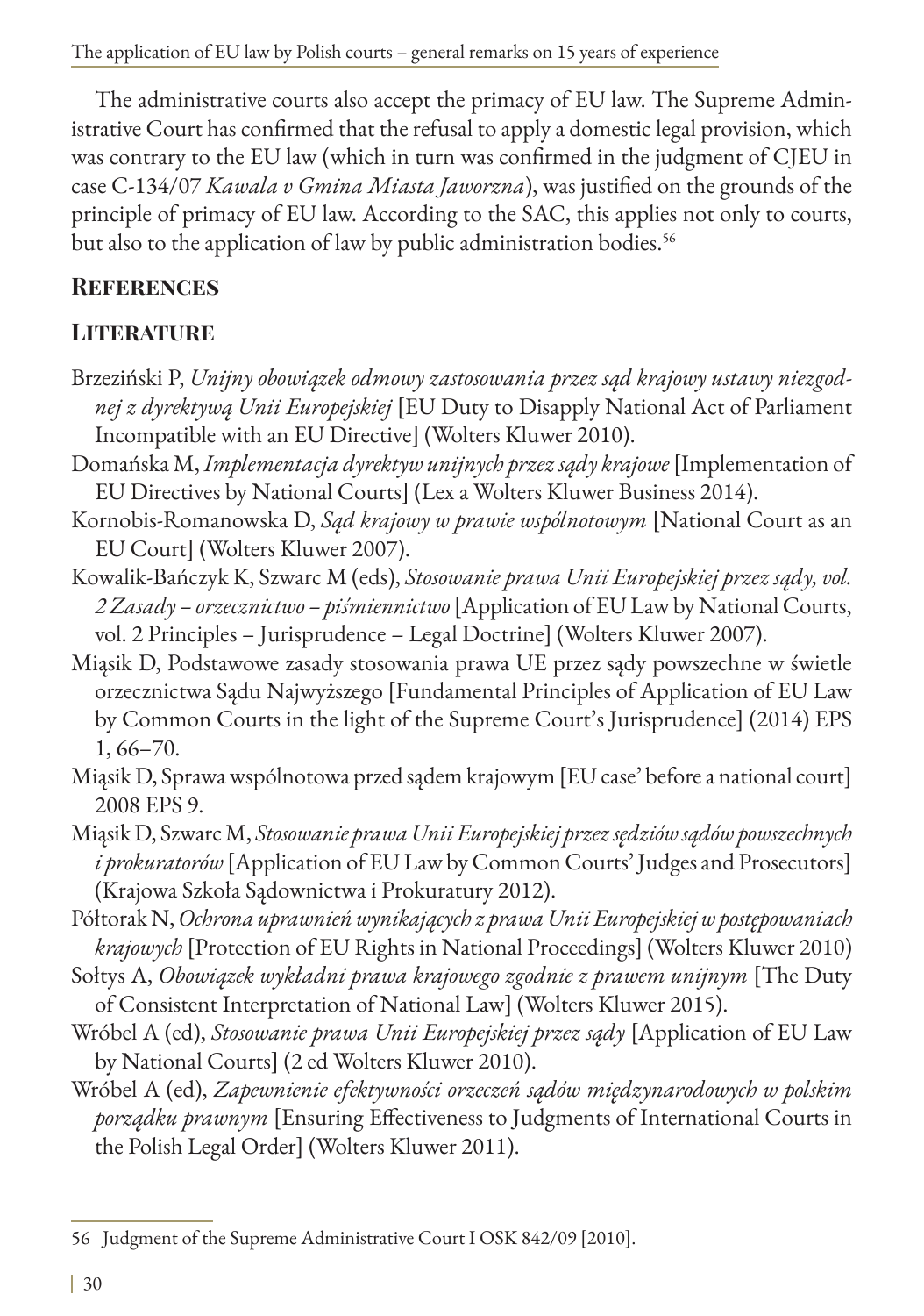The administrative courts also accept the primacy of EU law. The Supreme Administrative Court has confirmed that the refusal to apply a domestic legal provision, which was contrary to the EU law (which in turn was confirmed in the judgment of CJEU in case C-134/07 *Kawala v Gmina Miasta Jaworzna*), was justified on the grounds of the principle of primacy of EU law. According to the SAC, this applies not only to courts, but also to the application of law by public administration bodies.[56]

## References

### Literature

Brzeziński P, *Unijny obowiązek odmowy zastosowania przez sąd krajowy ustawy niezgodnej z dyrektywą Unii Europejskiej* [EU Duty to Disapply National Act of Parliament Incompatible with an EU Directive] (Wolters Kluwer 2010).

Domańska M, *Implementacja dyrektyw unijnych przez sądy krajowe* [Implementation of EU Directives by National Courts] (Lex a Wolters Kluwer Business 2014).

Kornobis-Romanowska D, *Sąd krajowy w prawie wspólnotowym* [National Court as an EU Court] (Wolters Kluwer 2007).

Kowalik-Bańczyk K, Szwarc M (eds), *Stosowanie prawa Unii Europejskiej przez sądy, vol. 2 Zasady – orzecznictwo – piśmiennictwo* [Application of EU Law by National Courts, vol. 2 Principles – Jurisprudence – Legal Doctrine] (Wolters Kluwer 2007).

Miąsik D, Podstawowe zasady stosowania prawa UE przez sądy powszechne w świetle orzecznictwa Sądu Najwyższego [Fundamental Principles of Application of EU Law by Common Courts in the light of the Supreme Court's Jurisprudence] (2014) EPS 1, 66–70.

Miąsik D, Sprawa wspólnotowa przed sądem krajowym [EU case' before a national court] 2008 EPS 9.

Miąsik D, Szwarc M, *Stosowanie prawa Unii Europejskiej przez sędziów sądów powszechnych i prokuratorów* [Application of EU Law by Common Courts' Judges and Prosecutors] (Krajowa Szkoła Sądownictwa i Prokuratury 2012).

Półtorak N, *Ochrona uprawnień wynikających z prawa Unii Europejskiej w postępowaniach krajowych* [Protection of EU Rights in National Proceedings] (Wolters Kluwer 2010)

Sołtys A, *Obowiązek wykładni prawa krajowego zgodnie z prawem unijnym* [The Duty of Consistent Interpretation of National Law] (Wolters Kluwer 2015).

Wróbel A (ed), *Stosowanie prawa Unii Europejskiej przez sądy* [Application of EU Law by National Courts] (2 ed Wolters Kluwer 2010).

Wróbel A (ed), *Zapewnienie efektywności orzeczeń sądów międzynarodowych w polskim porządku prawnym* [Ensuring Effectiveness to Judgments of International Courts in the Polish Legal Order] (Wolters Kluwer 2011).

---

56 Judgment of the Supreme Administrative Court I OSK 842/09 [2010].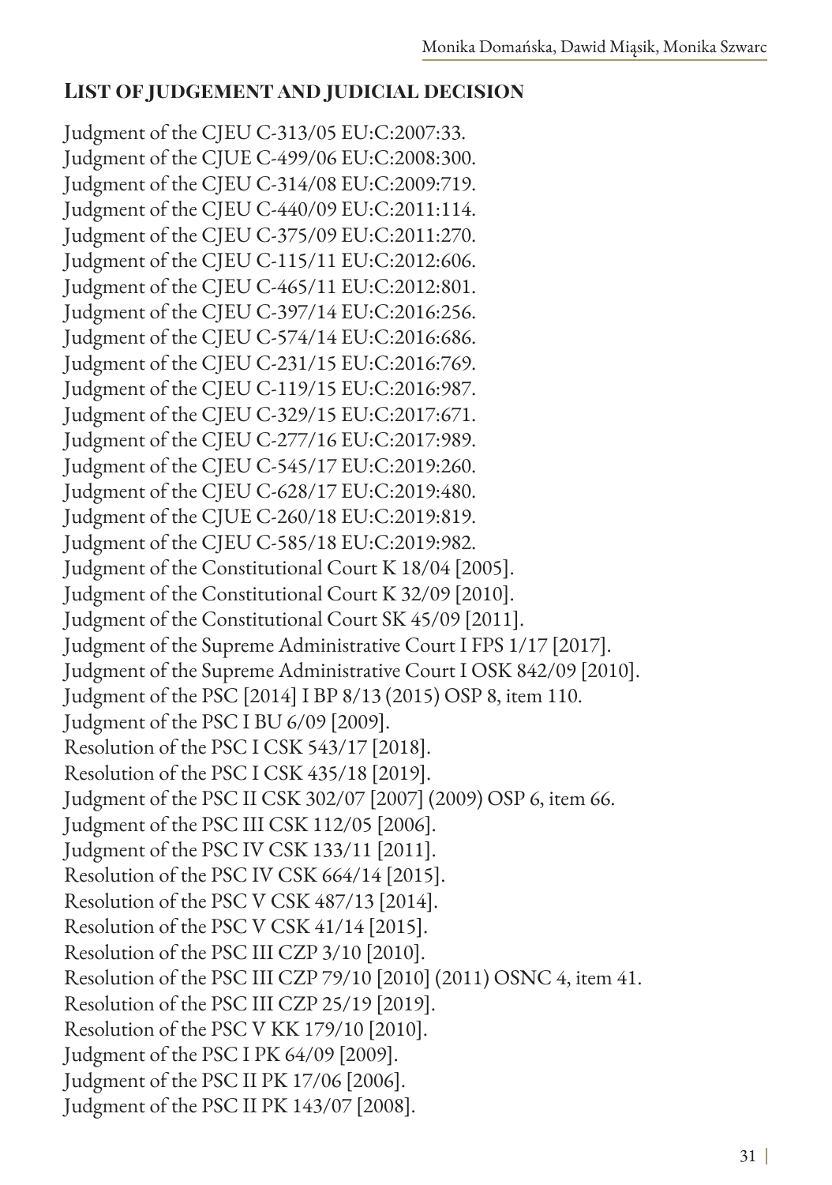## List of judgement and judicial decision

Judgment of the CJEU C-313/05 EU:C:2007:33.
Judgment of the CJUE C-499/06 EU:C:2008:300.
Judgment of the CJEU C-314/08 EU:C:2009:719.
Judgment of the CJEU C-440/09 EU:C:2011:114.
Judgment of the CJEU C-375/09 EU:C:2011:270.
Judgment of the CJEU C-115/11 EU:C:2012:606.
Judgment of the CJEU C-465/11 EU:C:2012:801.
Judgment of the CJEU C-397/14 EU:C:2016:256.
Judgment of the CJEU C-574/14 EU:C:2016:686.
Judgment of the CJEU C-231/15 EU:C:2016:769.
Judgment of the CJEU C-119/15 EU:C:2016:987.
Judgment of the CJEU C-329/15 EU:C:2017:671.
Judgment of the CJEU C-277/16 EU:C:2017:989.
Judgment of the CJEU C-545/17 EU:C:2019:260.
Judgment of the CJEU C-628/17 EU:C:2019:480.
Judgment of the CJUE C-260/18 EU:C:2019:819.
Judgment of the CJEU C-585/18 EU:C:2019:982.
Judgment of the Constitutional Court K 18/04 [2005].
Judgment of the Constitutional Court K 32/09 [2010].
Judgment of the Constitutional Court SK 45/09 [2011].
Judgment of the Supreme Administrative Court I FPS 1/17 [2017].
Judgment of the Supreme Administrative Court I OSK 842/09 [2010].
Judgment of the PSC [2014] I BP 8/13 (2015) OSP 8, item 110.
Judgment of the PSC I BU 6/09 [2009].
Resolution of the PSC I CSK 543/17 [2018].
Resolution of the PSC I CSK 435/18 [2019].
Judgment of the PSC II CSK 302/07 [2007] (2009) OSP 6, item 66.
Judgment of the PSC III CSK 112/05 [2006].
Judgment of the PSC IV CSK 133/11 [2011].
Resolution of the PSC IV CSK 664/14 [2015].
Resolution of the PSC V CSK 487/13 [2014].
Resolution of the PSC V CSK 41/14 [2015].
Resolution of the PSC III CZP 3/10 [2010].
Resolution of the PSC III CZP 79/10 [2010] (2011) OSNC 4, item 41.
Resolution of the PSC III CZP 25/19 [2019].
Resolution of the PSC V KK 179/10 [2010].
Judgment of the PSC I PK 64/09 [2009].
Judgment of the PSC II PK 17/06 [2006].
Judgment of the PSC II PK 143/07 [2008].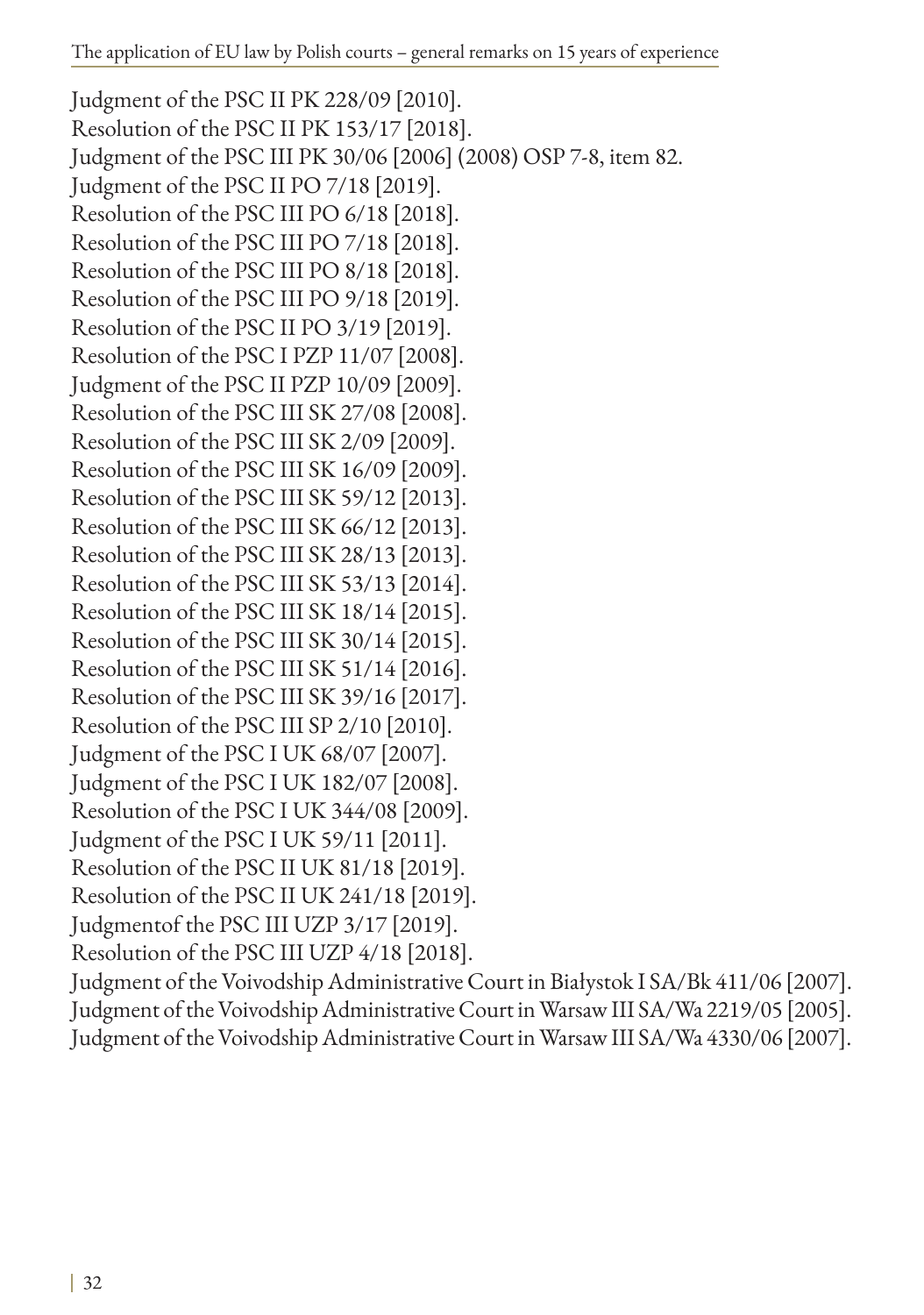Judgment of the PSC II PK 228/09 [2010].
Resolution of the PSC II PK 153/17 [2018].
Judgment of the PSC III PK 30/06 [2006] (2008) OSP 7-8, item 82.
Judgment of the PSC II PO 7/18 [2019].
Resolution of the PSC III PO 6/18 [2018].
Resolution of the PSC III PO 7/18 [2018].
Resolution of the PSC III PO 8/18 [2018].
Resolution of the PSC III PO 9/18 [2019].
Resolution of the PSC II PO 3/19 [2019].
Resolution of the PSC I PZP 11/07 [2008].
Judgment of the PSC II PZP 10/09 [2009].
Resolution of the PSC III SK 27/08 [2008].
Resolution of the PSC III SK 2/09 [2009].
Resolution of the PSC III SK 16/09 [2009].
Resolution of the PSC III SK 59/12 [2013].
Resolution of the PSC III SK 66/12 [2013].
Resolution of the PSC III SK 28/13 [2013].
Resolution of the PSC III SK 53/13 [2014].
Resolution of the PSC III SK 18/14 [2015].
Resolution of the PSC III SK 30/14 [2015].
Resolution of the PSC III SK 51/14 [2016].
Resolution of the PSC III SK 39/16 [2017].
Resolution of the PSC III SP 2/10 [2010].
Judgment of the PSC I UK 68/07 [2007].
Judgment of the PSC I UK 182/07 [2008].
Resolution of the PSC I UK 344/08 [2009].
Judgment of the PSC I UK 59/11 [2011].
Resolution of the PSC II UK 81/18 [2019].
Resolution of the PSC II UK 241/18 [2019].
Judgmentof the PSC III UZP 3/17 [2019].
Resolution of the PSC III UZP 4/18 [2018].
Judgment of the Voivodship Administrative Court in Białystok I SA/Bk 411/06 [2007].
Judgment of the Voivodship Administrative Court in Warsaw III SA/Wa 2219/05 [2005].
Judgment of the Voivodship Administrative Court in Warsaw III SA/Wa 4330/06 [2007].